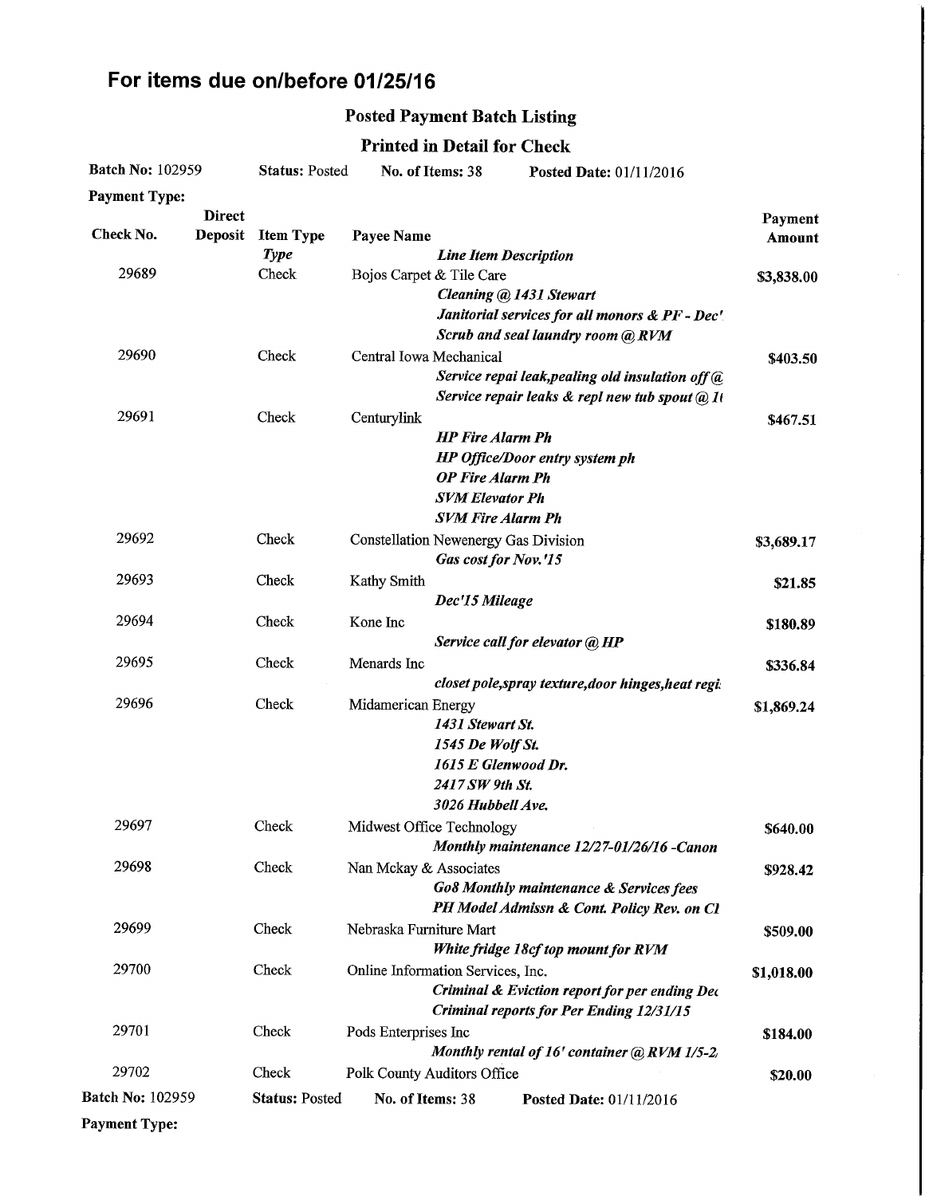# For items due on/before 01/25/16

## Posted Payment Batch Listing

### Printed in Detail for Check

**Batch No:** 102959 **Status:** Posted **No. of Items:** 38 **Posted Date:** 01/11/2016

**Payment Type:**

| Check No. | Direct Deposit | Item Type *Type* | Payee Name *Line Item Description* | Payment Amount |
|---|---|---|---|---|
| 29689 | | Check | Bojos Carpet & Tile Care | $3,838.00 |
| | | | *Cleaning @ 1431 Stewart* | |
| | | | *Janitorial services for all monors & PF - Dec'* | |
| | | | *Scrub and seal laundry room @ RVM* | |
| 29690 | | Check | Central Iowa Mechanical | $403.50 |
| | | | *Service repai leak,pealing old insulation off @* | |
| | | | *Service repair leaks & repl new tub spout @ 1(* | |
| 29691 | | Check | Centurylink | $467.51 |
| | | | *HP Fire Alarm Ph* | |
| | | | *HP Office/Door entry system ph* | |
| | | | *OP Fire Alarm Ph* | |
| | | | *SVM Elevator Ph* | |
| | | | *SVM Fire Alarm Ph* | |
| 29692 | | Check | Constellation Newenergy Gas Division | $3,689.17 |
| | | | *Gas cost for Nov.'15* | |
| 29693 | | Check | Kathy Smith | $21.85 |
| | | | *Dec'15 Mileage* | |
| 29694 | | Check | Kone Inc | $180.89 |
| | | | *Service call for elevator @ HP* | |
| 29695 | | Check | Menards Inc | $336.84 |
| | | | *closet pole,spray texture,door hinges,heat regi* | |
| 29696 | | Check | Midamerican Energy | $1,869.24 |
| | | | *1431 Stewart St.* | |
| | | | *1545 De Wolf St.* | |
| | | | *1615 E Glenwood Dr.* | |
| | | | *2417 SW 9th St.* | |
| | | | *3026 Hubbell Ave.* | |
| 29697 | | Check | Midwest Office Technology | $640.00 |
| | | | *Monthly maintenance 12/27-01/26/16 -Canon* | |
| 29698 | | Check | Nan Mckay & Associates | $928.42 |
| | | | *Go8 Monthly maintenance & Services fees* | |
| | | | *PH Model Admissn & Cont. Policy Rev. on Cl* | |
| 29699 | | Check | Nebraska Furniture Mart | $509.00 |
| | | | *White fridge 18cf top mount for RVM* | |
| 29700 | | Check | Online Information Services, Inc. | $1,018.00 |
| | | | *Criminal & Eviction report for per ending Dec* | |
| | | | *Criminal reports for Per Ending 12/31/15* | |
| 29701 | | Check | Pods Enterprises Inc | $184.00 |
| | | | *Monthly rental of 16' container @ RVM 1/5-2/* | |
| 29702 | | Check | Polk County Auditors Office | $20.00 |

**Batch No:** 102959 **Status:** Posted **No. of Items:** 38 **Posted Date:** 01/11/2016

**Payment Type:**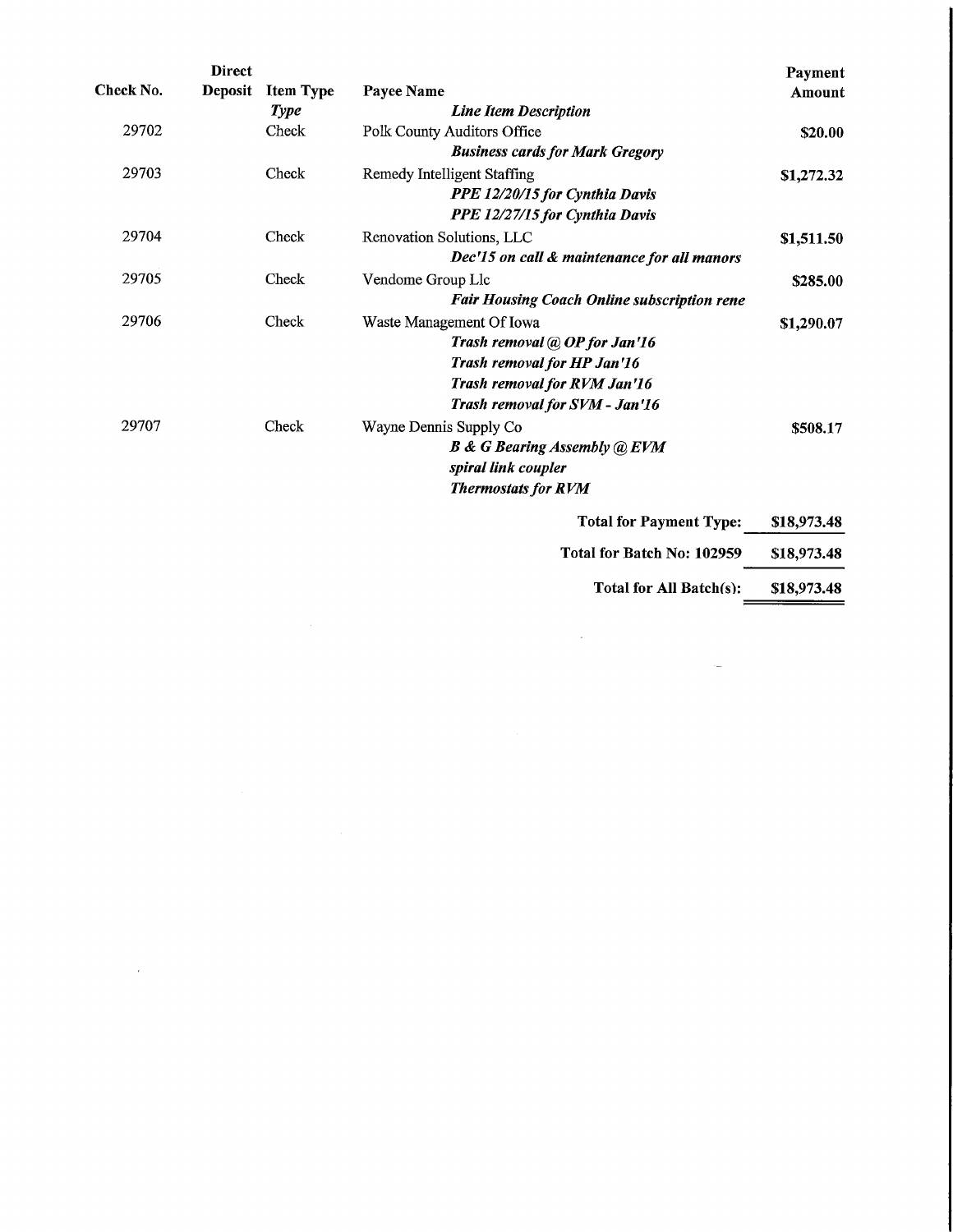| Check No. | Direct Deposit | Item Type *Type* | Payee Name *Line Item Description* | Payment Amount |
|---|---|---|---|---|
| 29702 | | Check | Polk County Auditors Office | $20.00 |
| | | | ***Business cards for Mark Gregory*** | |
| 29703 | | Check | Remedy Intelligent Staffing | $1,272.32 |
| | | | ***PPE 12/20/15 for Cynthia Davis*** | |
| | | | ***PPE 12/27/15 for Cynthia Davis*** | |
| 29704 | | Check | Renovation Solutions, LLC | $1,511.50 |
| | | | ***Dec'15 on call & maintenance for all manors*** | |
| 29705 | | Check | Vendome Group Llc | $285.00 |
| | | | ***Fair Housing Coach Online subscription rene*** | |
| 29706 | | Check | Waste Management Of Iowa | $1,290.07 |
| | | | ***Trash removal @ OP for Jan'16*** | |
| | | | ***Trash removal for HP Jan'16*** | |
| | | | ***Trash removal for RVM Jan'16*** | |
| | | | ***Trash removal for SVM - Jan'16*** | |
| 29707 | | Check | Wayne Dennis Supply Co | $508.17 |
| | | | ***B & G Bearing Assembly @ EVM*** | |
| | | | ***spiral link coupler*** | |
| | | | ***Thermostats for RVM*** | |
| | | | **Total for Payment Type:** | **$18,973.48** |
| | | | **Total for Batch No: 102959** | **$18,973.48** |
| | | | **Total for All Batch(s):** | **$18,973.48** |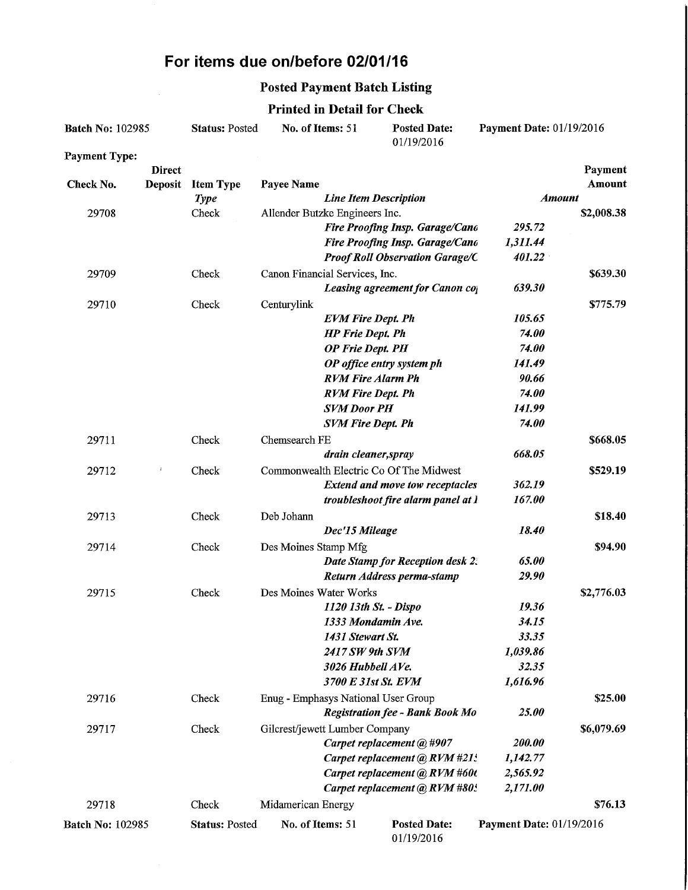# For items due on/before 02/01/16

## Posted Payment Batch Listing

### Printed in Detail for Check

**Batch No:** 102985 **Status:** Posted **No. of Items:** 51 **Posted Date:** 01/19/2016 **Payment Date:** 01/19/2016

**Payment Type:**

| Check No. | Direct Deposit | Item Type *Type* | Payee Name *Line Item Description* | *Amount* | Payment Amount |
|---|---|---|---|---|---|
| 29708 | | Check | Allender Butzke Engineers Inc. | | $2,008.38 |
| | | | ***Fire Proofing Insp. Garage/Cano*** | *295.72* | |
| | | | ***Fire Proofing Insp. Garage/Cano*** | *1,311.44* | |
| | | | ***Proof Roll Observation Garage/C*** | *401.22* | |
| 29709 | | Check | Canon Financial Services, Inc. | | $639.30 |
| | | | ***Leasing agreement for Canon co*** | *639.30* | |
| 29710 | | Check | Centurylink | | $775.79 |
| | | | ***EVM Fire Dept. Ph*** | *105.65* | |
| | | | ***HP Frie Dept. Ph*** | *74.00* | |
| | | | ***OP Frie Dept. PH*** | *74.00* | |
| | | | ***OP office entry system ph*** | *141.49* | |
| | | | ***RVM Fire Alarm Ph*** | *90.66* | |
| | | | ***RVM Fire Dept. Ph*** | *74.00* | |
| | | | ***SVM Door PH*** | *141.99* | |
| | | | ***SVM Fire Dept. Ph*** | *74.00* | |
| 29711 | | Check | Chemsearch FE | | $668.05 |
| | | | ***drain cleaner,spray*** | *668.05* | |
| 29712 | | Check | Commonwealth Electric Co Of The Midwest | | $529.19 |
| | | | ***Extend and move tow receptacles*** | *362.19* | |
| | | | ***troubleshoot fire alarm panel at l*** | *167.00* | |
| 29713 | | Check | Deb Johann | | $18.40 |
| | | | ***Dec'15 Mileage*** | *18.40* | |
| 29714 | | Check | Des Moines Stamp Mfg | | $94.90 |
| | | | ***Date Stamp for Reception desk 2*** | *65.00* | |
| | | | ***Return Address perma-stamp*** | *29.90* | |
| 29715 | | Check | Des Moines Water Works | | $2,776.03 |
| | | | ***1120 13th St. - Dispo*** | *19.36* | |
| | | | ***1333 Mondamin Ave.*** | *34.15* | |
| | | | ***1431 Stewart St.*** | *33.35* | |
| | | | ***2417 SW 9th SVM*** | *1,039.86* | |
| | | | ***3026 Hubbell AVe.*** | *32.35* | |
| | | | ***3700 E 31st St. EVM*** | *1,616.96* | |
| 29716 | | Check | Enug - Emphasys National User Group | | $25.00 |
| | | | ***Registration fee - Bank Book Mo*** | *25.00* | |
| 29717 | | Check | Gilcrest/jewett Lumber Company | | $6,079.69 |
| | | | ***Carpet replacement @ #907*** | *200.00* | |
| | | | ***Carpet replacement @ RVM #21*** | *1,142.77* | |
| | | | ***Carpet replacement @ RVM #60*** | *2,565.92* | |
| | | | ***Carpet replacement @ RVM #80*** | *2,171.00* | |
| 29718 | | Check | Midamerican Energy | | $76.13 |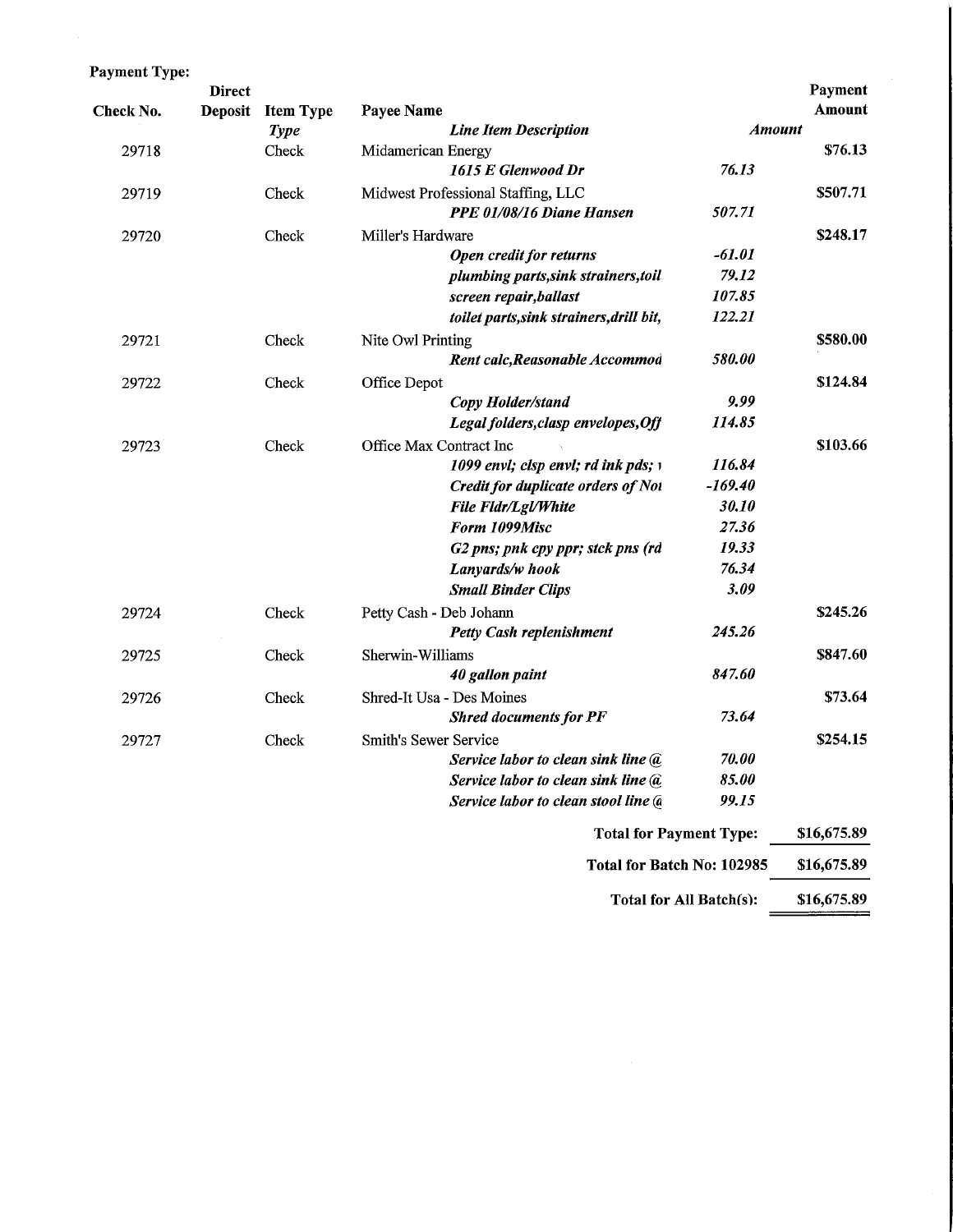**Payment Type:**

| Check No. | Direct Deposit | Item Type<br>*Type* | Payee Name<br>*Line Item Description* | *Amount* | Payment Amount |
|---|---|---|---|---|---|
| 29718 | | Check | Midamerican Energy | | $76.13 |
| | | | *1615 E Glenwood Dr* | *76.13* | |
| 29719 | | Check | Midwest Professional Staffing, LLC | | $507.71 |
| | | | *PPE 01/08/16 Diane Hansen* | *507.71* | |
| 29720 | | Check | Miller's Hardware | | $248.17 |
| | | | *Open credit for returns* | *-61.01* | |
| | | | *plumbing parts,sink strainers,toil* | *79.12* | |
| | | | *screen repair,ballast* | *107.85* | |
| | | | *toilet parts,sink strainers,drill bit,* | *122.21* | |
| 29721 | | Check | Nite Owl Printing | | $580.00 |
| | | | *Rent calc,Reasonable Accommod* | *580.00* | |
| 29722 | | Check | Office Depot | | $124.84 |
| | | | *Copy Holder/stand* | *9.99* | |
| | | | *Legal folders,clasp envelopes,Off* | *114.85* | |
| 29723 | | Check | Office Max Contract Inc | | $103.66 |
| | | | *1099 envl; clsp envl; rd ink pds;* | *116.84* | |
| | | | *Credit for duplicate orders of Not* | *-169.40* | |
| | | | *File Fldr/Lgl/White* | *30.10* | |
| | | | *Form 1099Misc* | *27.36* | |
| | | | *G2 pns; pnk cpy ppr; stck pns (rd* | *19.33* | |
| | | | *Lanyards/w hook* | *76.34* | |
| | | | *Small Binder Clips* | *3.09* | |
| 29724 | | Check | Petty Cash - Deb Johann | | $245.26 |
| | | | *Petty Cash replenishment* | *245.26* | |
| 29725 | | Check | Sherwin-Williams | | $847.60 |
| | | | *40 gallon paint* | *847.60* | |
| 29726 | | Check | Shred-It Usa - Des Moines | | $73.64 |
| | | | *Shred documents for PF* | *73.64* | |
| 29727 | | Check | Smith's Sewer Service | | $254.15 |
| | | | *Service labor to clean sink line @* | *70.00* | |
| | | | *Service labor to clean sink line @* | *85.00* | |
| | | | *Service labor to clean stool line @* | *99.15* | |

**Total for Payment Type:** $16,675.89

**Total for Batch No: 102985** $16,675.89

**Total for All Batch(s):** $16,675.89